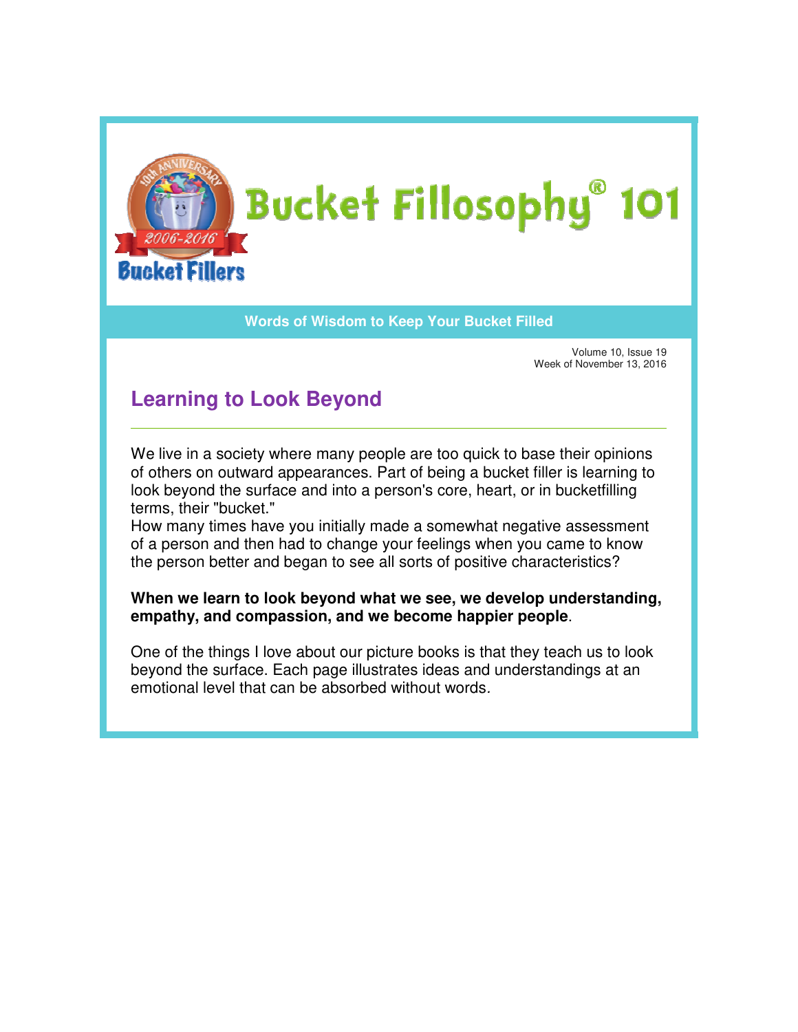# Bucket Fillosophy® 101

Bucket Fillers

**Words of Wisdom to Keep Your Bucket Filled**

Volume 10, Issue 19
Week of November 13, 2016

## Learning to Look Beyond

---

We live in a society where many people are too quick to base their opinions of others on outward appearances. Part of being a bucket filler is learning to look beyond the surface and into a person's core, heart, or in bucketfilling terms, their "bucket."
How many times have you initially made a somewhat negative assessment of a person and then had to change your feelings when you came to know the person better and began to see all sorts of positive characteristics?

**When we learn to look beyond what we see, we develop understanding, empathy, and compassion, and we become happier people**.

One of the things I love about our picture books is that they teach us to look beyond the surface. Each page illustrates ideas and understandings at an emotional level that can be absorbed without words.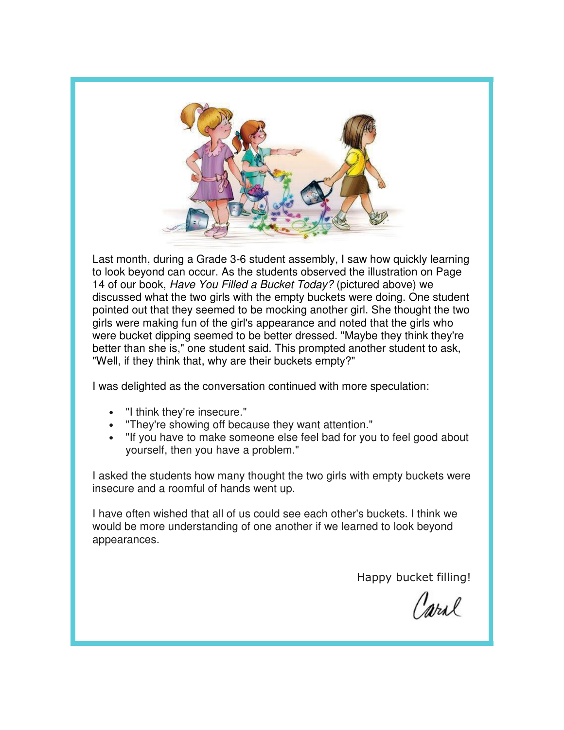Last month, during a Grade 3-6 student assembly, I saw how quickly learning to look beyond can occur. As the students observed the illustration on Page 14 of our book, *Have You Filled a Bucket Today?* (pictured above) we discussed what the two girls with the empty buckets were doing. One student pointed out that they seemed to be mocking another girl. She thought the two girls were making fun of the girl's appearance and noted that the girls who were bucket dipping seemed to be better dressed. "Maybe they think they're better than she is," one student said. This prompted another student to ask, "Well, if they think that, why are their buckets empty?"

I was delighted as the conversation continued with more speculation:

- "I think they're insecure."
- "They're showing off because they want attention."
- "If you have to make someone else feel bad for you to feel good about yourself, then you have a problem."

I asked the students how many thought the two girls with empty buckets were insecure and a roomful of hands went up.

I have often wished that all of us could see each other's buckets. I think we would be more understanding of one another if we learned to look beyond appearances.

Happy bucket filling!

Carol